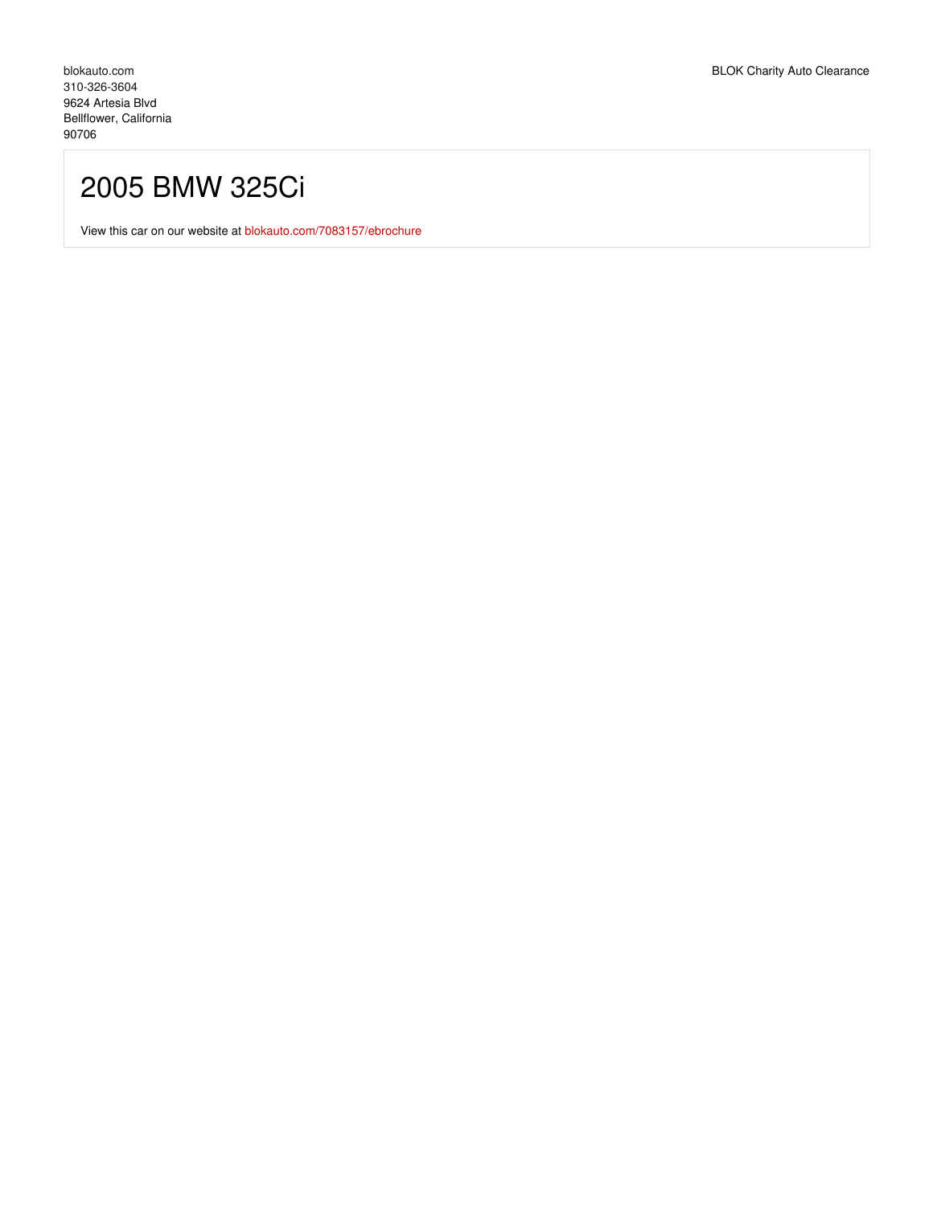blokauto.com
310-326-3604
9624 Artesia Blvd
Bellflower, California
90706

BLOK Charity Auto Clearance

# 2005 BMW 325Ci

View this car on our website at blokauto.com/7083157/ebrochure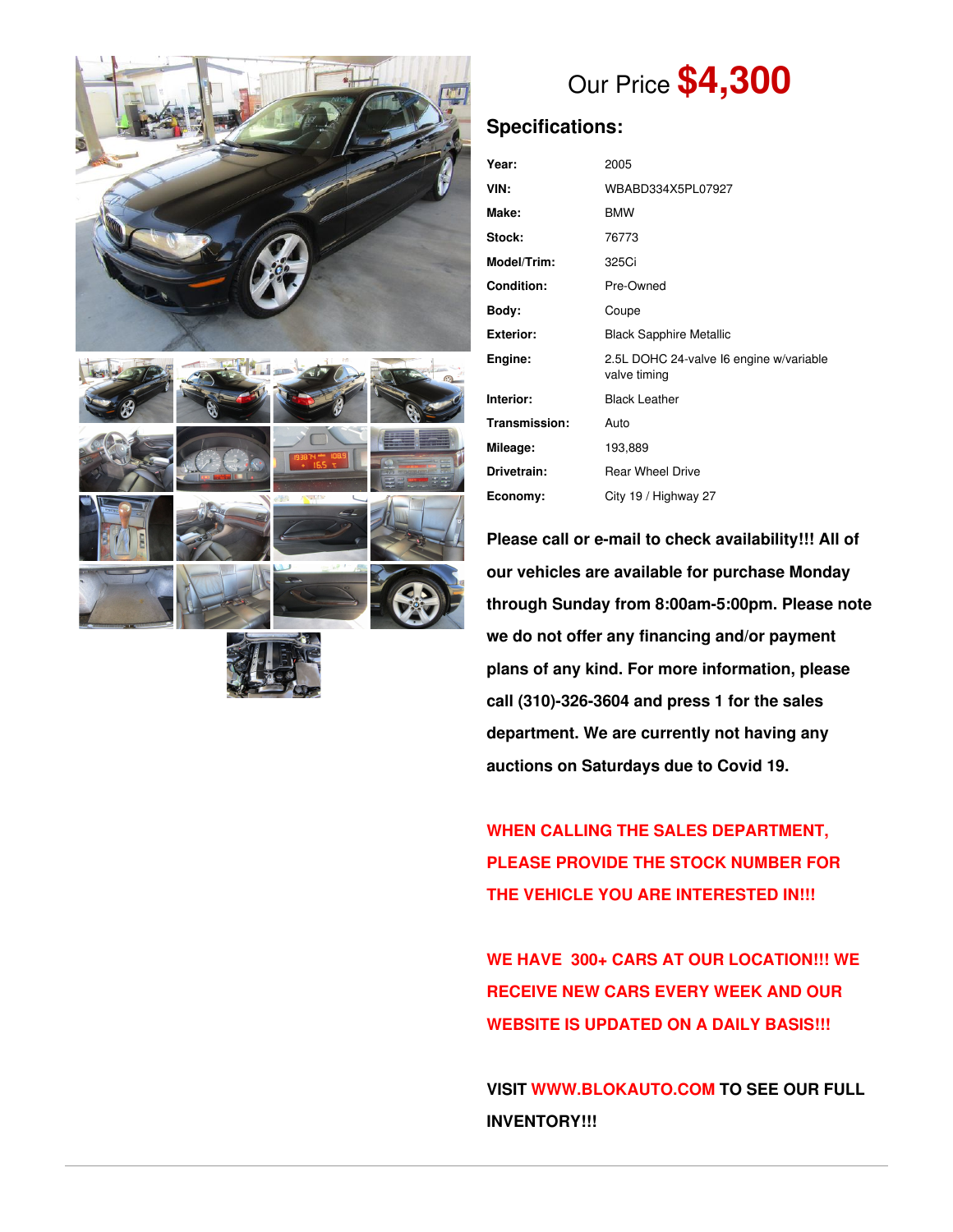Our Price **$4,300**

## Specifications:

| | |
|---|---|
| **Year:** | 2005 |
| **VIN:** | WBABD334X5PL07927 |
| **Make:** | BMW |
| **Stock:** | 76773 |
| **Model/Trim:** | 325Ci |
| **Condition:** | Pre-Owned |
| **Body:** | Coupe |
| **Exterior:** | Black Sapphire Metallic |
| **Engine:** | 2.5L DOHC 24-valve I6 engine w/variable valve timing |
| **Interior:** | Black Leather |
| **Transmission:** | Auto |
| **Mileage:** | 193,889 |
| **Drivetrain:** | Rear Wheel Drive |
| **Economy:** | City 19 / Highway 27 |

**Please call or e-mail to check availability!!! All of our vehicles are available for purchase Monday through Sunday from 8:00am-5:00pm. Please note we do not offer any financing and/or payment plans of any kind. For more information, please call (310)-326-3604 and press 1 for the sales department. We are currently not having any auctions on Saturdays due to Covid 19.**

**WHEN CALLING THE SALES DEPARTMENT, PLEASE PROVIDE THE STOCK NUMBER FOR THE VEHICLE YOU ARE INTERESTED IN!!!**

**WE HAVE 300+ CARS AT OUR LOCATION!!! WE RECEIVE NEW CARS EVERY WEEK AND OUR WEBSITE IS UPDATED ON A DAILY BASIS!!!**

**VISIT WWW.BLOKAUTO.COM TO SEE OUR FULL INVENTORY!!!**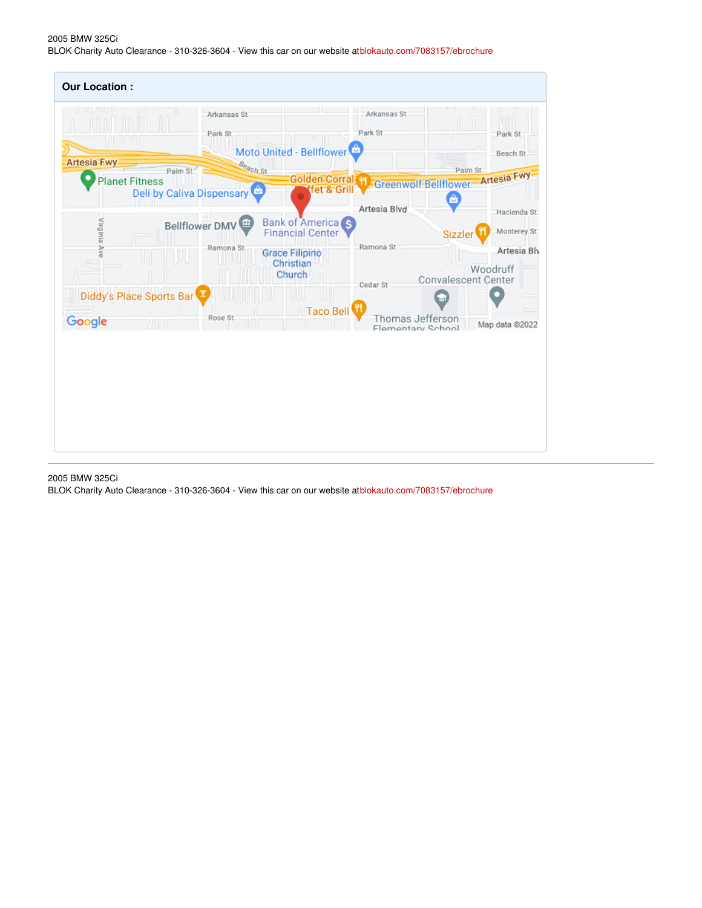## Our Location :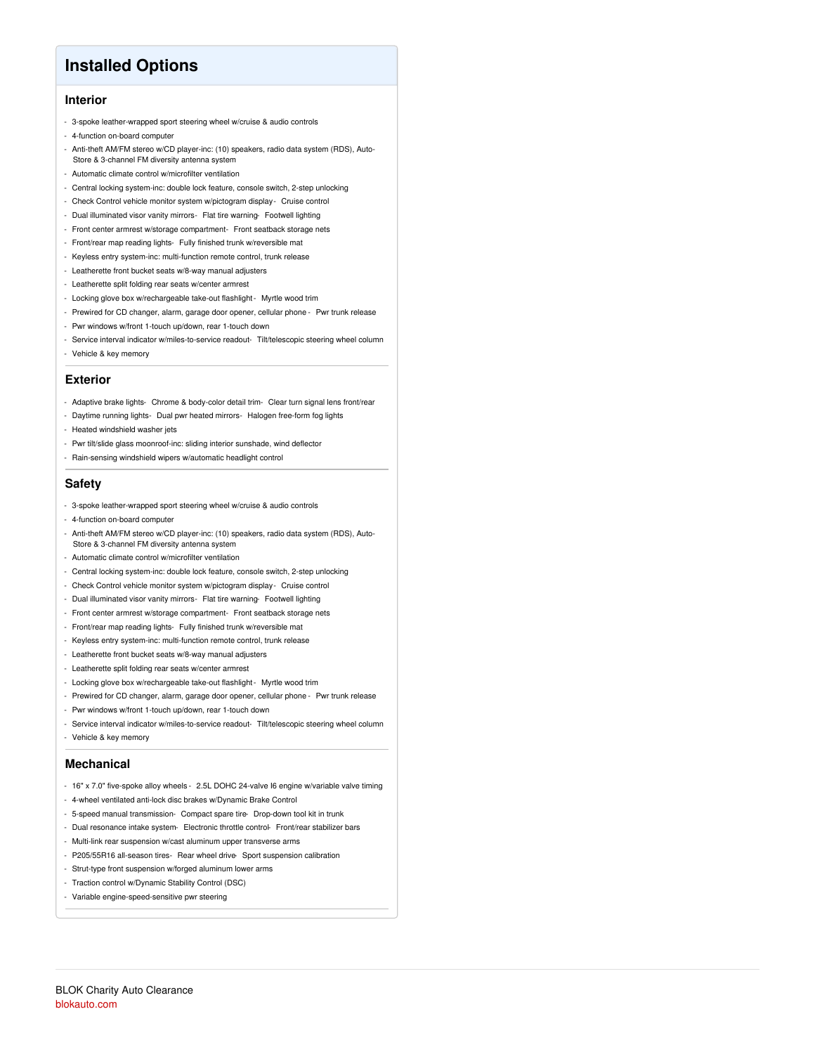# Installed Options

## Interior

- 3-spoke leather-wrapped sport steering wheel w/cruise & audio controls
- 4-function on-board computer
- Anti-theft AM/FM stereo w/CD player-inc: (10) speakers, radio data system (RDS), Auto-Store & 3-channel FM diversity antenna system
- Automatic climate control w/microfilter ventilation
- Central locking system-inc: double lock feature, console switch, 2-step unlocking
- Check Control vehicle monitor system w/pictogram display - Cruise control
- Dual illuminated visor vanity mirrors - Flat tire warning - Footwell lighting
- Front center armrest w/storage compartment - Front seatback storage nets
- Front/rear map reading lights - Fully finished trunk w/reversible mat
- Keyless entry system-inc: multi-function remote control, trunk release
- Leatherette front bucket seats w/8-way manual adjusters
- Leatherette split folding rear seats w/center armrest
- Locking glove box w/rechargeable take-out flashlight - Myrtle wood trim
- Prewired for CD changer, alarm, garage door opener, cellular phone - Pwr trunk release
- Pwr windows w/front 1-touch up/down, rear 1-touch down
- Service interval indicator w/miles-to-service readout - Tilt/telescopic steering wheel column
- Vehicle & key memory

## Exterior

- Adaptive brake lights - Chrome & body-color detail trim - Clear turn signal lens front/rear
- Daytime running lights - Dual pwr heated mirrors - Halogen free-form fog lights
- Heated windshield washer jets
- Pwr tilt/slide glass moonroof-inc: sliding interior sunshade, wind deflector
- Rain-sensing windshield wipers w/automatic headlight control

## Safety

- 3-spoke leather-wrapped sport steering wheel w/cruise & audio controls
- 4-function on-board computer
- Anti-theft AM/FM stereo w/CD player-inc: (10) speakers, radio data system (RDS), Auto-Store & 3-channel FM diversity antenna system
- Automatic climate control w/microfilter ventilation
- Central locking system-inc: double lock feature, console switch, 2-step unlocking
- Check Control vehicle monitor system w/pictogram display - Cruise control
- Dual illuminated visor vanity mirrors - Flat tire warning - Footwell lighting
- Front center armrest w/storage compartment - Front seatback storage nets
- Front/rear map reading lights - Fully finished trunk w/reversible mat
- Keyless entry system-inc: multi-function remote control, trunk release
- Leatherette front bucket seats w/8-way manual adjusters
- Leatherette split folding rear seats w/center armrest
- Locking glove box w/rechargeable take-out flashlight - Myrtle wood trim
- Prewired for CD changer, alarm, garage door opener, cellular phone - Pwr trunk release
- Pwr windows w/front 1-touch up/down, rear 1-touch down
- Service interval indicator w/miles-to-service readout - Tilt/telescopic steering wheel column
- Vehicle & key memory

## Mechanical

- 16" x 7.0" five-spoke alloy wheels - 2.5L DOHC 24-valve I6 engine w/variable valve timing
- 4-wheel ventilated anti-lock disc brakes w/Dynamic Brake Control
- 5-speed manual transmission - Compact spare tire - Drop-down tool kit in trunk
- Dual resonance intake system - Electronic throttle control - Front/rear stabilizer bars
- Multi-link rear suspension w/cast aluminum upper transverse arms
- P205/55R16 all-season tires - Rear wheel drive - Sport suspension calibration
- Strut-type front suspension w/forged aluminum lower arms
- Traction control w/Dynamic Stability Control (DSC)
- Variable engine-speed-sensitive pwr steering

BLOK Charity Auto Clearance
blokauto.com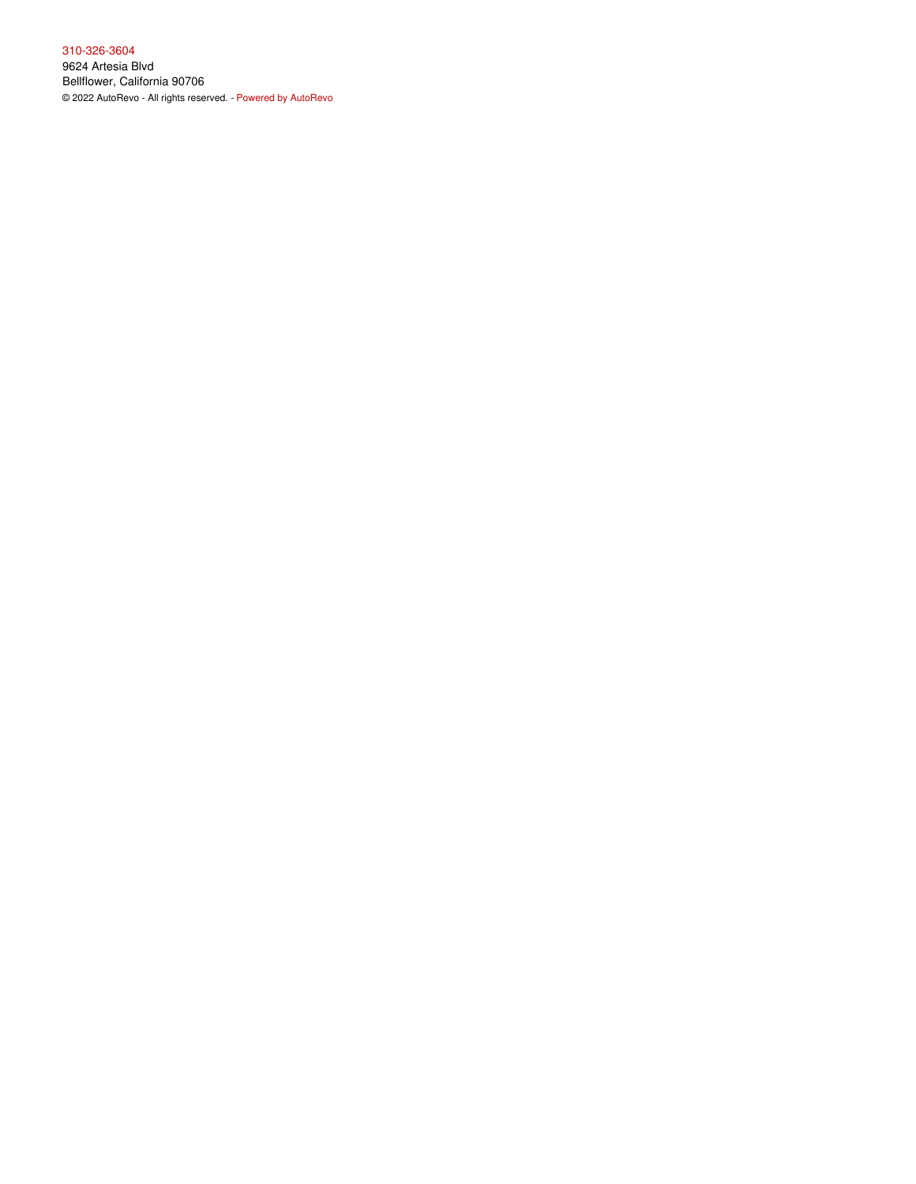310-326-3604
9624 Artesia Blvd
Bellflower, California 90706
© 2022 AutoRevo - All rights reserved. - Powered by AutoRevo